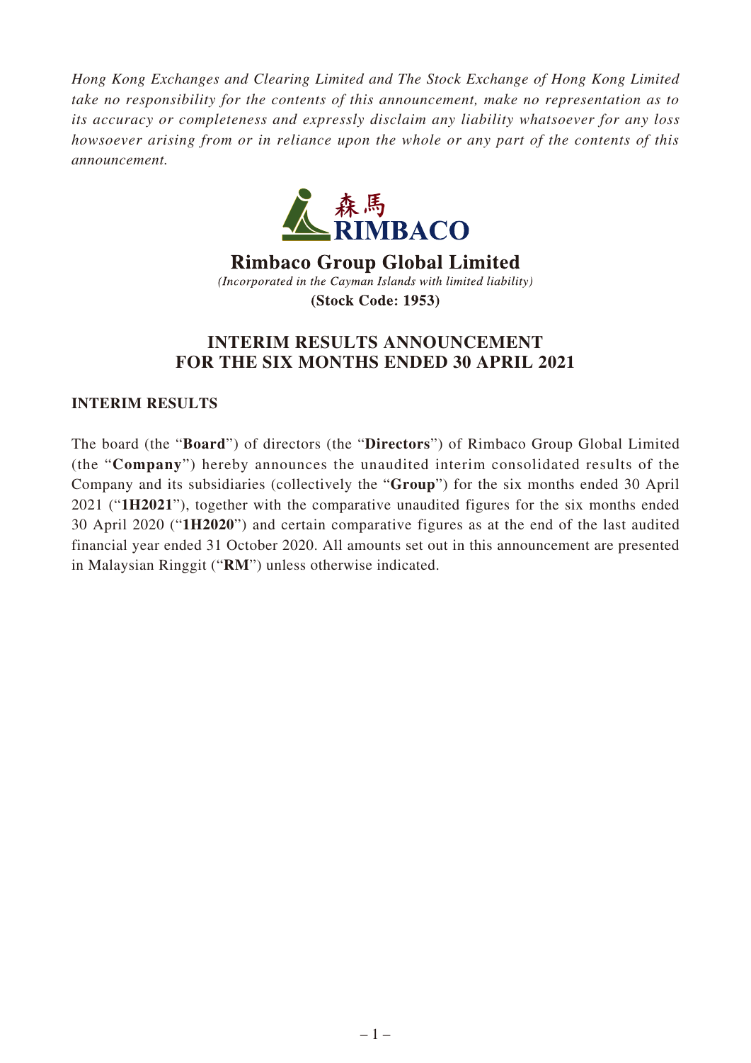*Hong Kong Exchanges and Clearing Limited and The Stock Exchange of Hong Kong Limited take no responsibility for the contents of this announcement, make no representation as to its accuracy or completeness and expressly disclaim any liability whatsoever for any loss howsoever arising from or in reliance upon the whole or any part of the contents of this announcement.*

森馬
RIMBACO

**Rimbaco Group Global Limited**

*(Incorporated in the Cayman Islands with limited liability)*

**(Stock Code: 1953)**

# INTERIM RESULTS ANNOUNCEMENT FOR THE SIX MONTHS ENDED 30 APRIL 2021

## INTERIM RESULTS

The board (the "**Board**") of directors (the "**Directors**") of Rimbaco Group Global Limited (the "**Company**") hereby announces the unaudited interim consolidated results of the Company and its subsidiaries (collectively the "**Group**") for the six months ended 30 April 2021 ("**1H2021**"), together with the comparative unaudited figures for the six months ended 30 April 2020 ("**1H2020**") and certain comparative figures as at the end of the last audited financial year ended 31 October 2020. All amounts set out in this announcement are presented in Malaysian Ringgit ("**RM**") unless otherwise indicated.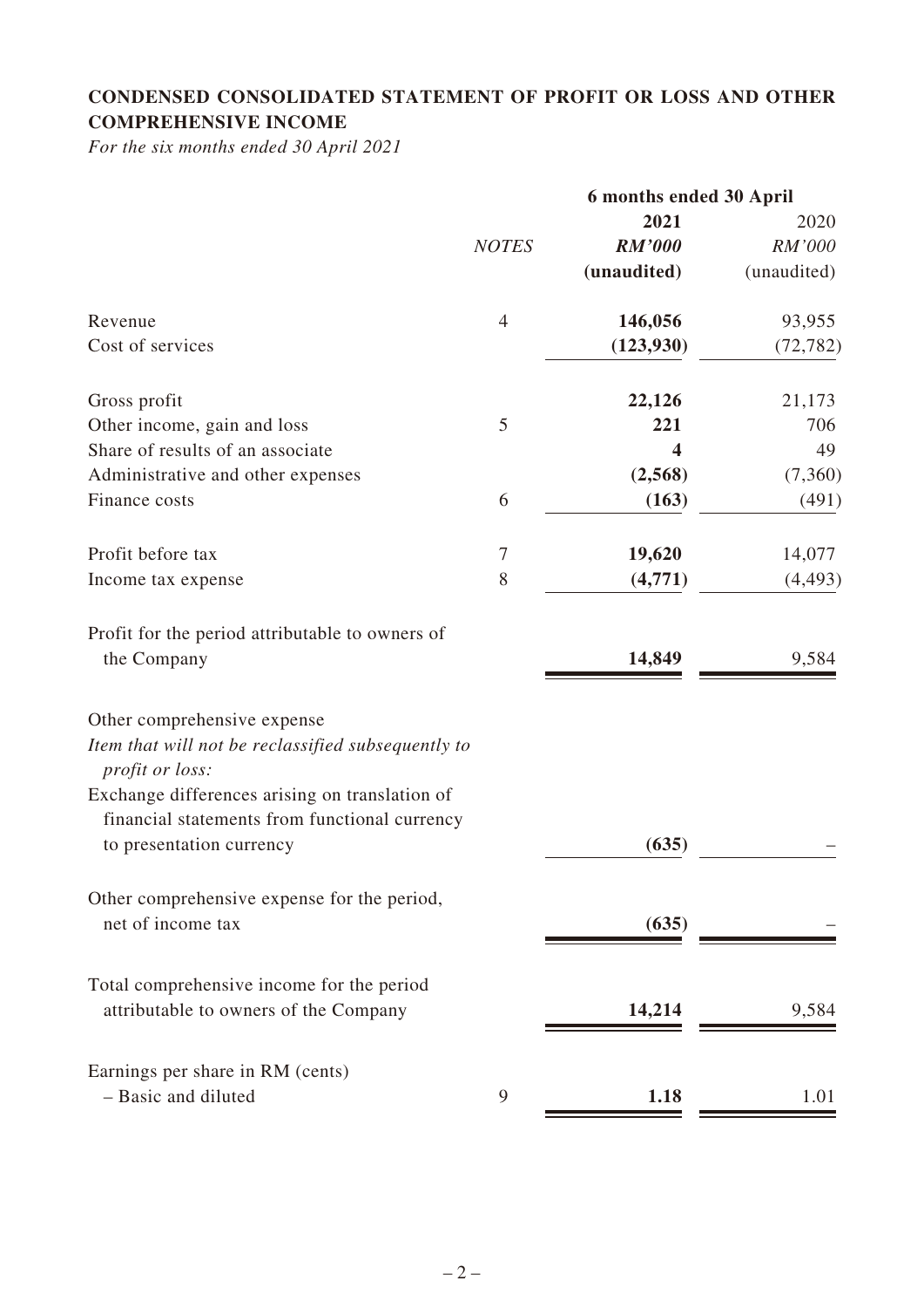# CONDENSED CONSOLIDATED STATEMENT OF PROFIT OR LOSS AND OTHER COMPREHENSIVE INCOME

*For the six months ended 30 April 2021*

| | | 6 months ended 30 April | |
|---|---|---|---|
| | | **2021** | 2020 |
| | *NOTES* | ***RM'000*** | *RM'000* |
| | | **(unaudited)** | (unaudited) |
| Revenue | 4 | **146,056** | 93,955 |
| Cost of services | | **(123,930)** | (72,782) |
| Gross profit | | **22,126** | 21,173 |
| Other income, gain and loss | 5 | **221** | 706 |
| Share of results of an associate | | **4** | 49 |
| Administrative and other expenses | | **(2,568)** | (7,360) |
| Finance costs | 6 | **(163)** | (491) |
| Profit before tax | 7 | **19,620** | 14,077 |
| Income tax expense | 8 | **(4,771)** | (4,493) |
| Profit for the period attributable to owners of the Company | | **14,849** | 9,584 |
| Other comprehensive expense | | | |
| *Item that will not be reclassified subsequently to profit or loss:* | | | |
| Exchange differences arising on translation of financial statements from functional currency to presentation currency | | **(635)** | – |
| Other comprehensive expense for the period, net of income tax | | **(635)** | – |
| Total comprehensive income for the period attributable to owners of the Company | | **14,214** | 9,584 |
| Earnings per share in RM (cents) | | | |
| – Basic and diluted | 9 | **1.18** | 1.01 |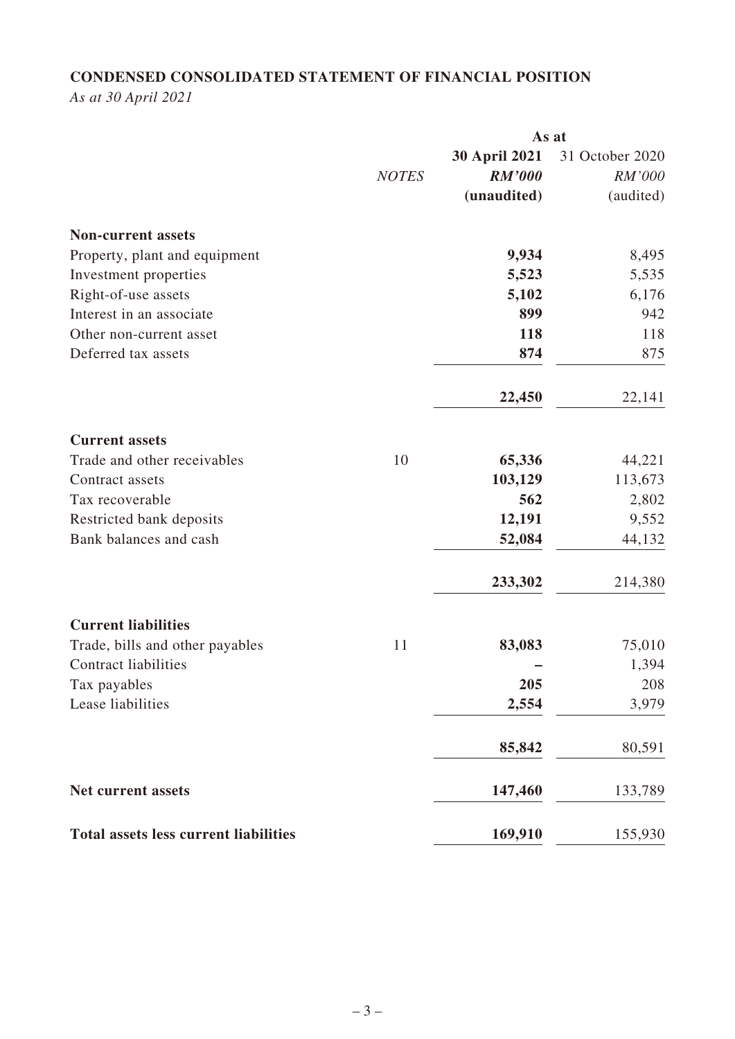## CONDENSED CONSOLIDATED STATEMENT OF FINANCIAL POSITION

*As at 30 April 2021*

| | *NOTES* | **30 April 2021** | 31 October 2020 |
|---|---|---|---|
| | | **As at** | |
| | | ***RM'000*** | *RM'000* |
| | | **(unaudited)** | (audited) |
| **Non-current assets** | | | |
| Property, plant and equipment | | **9,934** | 8,495 |
| Investment properties | | **5,523** | 5,535 |
| Right-of-use assets | | **5,102** | 6,176 |
| Interest in an associate | | **899** | 942 |
| Other non-current asset | | **118** | 118 |
| Deferred tax assets | | **874** | 875 |
| | | **22,450** | 22,141 |
| **Current assets** | | | |
| Trade and other receivables | 10 | **65,336** | 44,221 |
| Contract assets | | **103,129** | 113,673 |
| Tax recoverable | | **562** | 2,802 |
| Restricted bank deposits | | **12,191** | 9,552 |
| Bank balances and cash | | **52,084** | 44,132 |
| | | **233,302** | 214,380 |
| **Current liabilities** | | | |
| Trade, bills and other payables | 11 | **83,083** | 75,010 |
| Contract liabilities | | **–** | 1,394 |
| Tax payables | | **205** | 208 |
| Lease liabilities | | **2,554** | 3,979 |
| | | **85,842** | 80,591 |
| **Net current assets** | | **147,460** | 133,789 |
| **Total assets less current liabilities** | | **169,910** | 155,930 |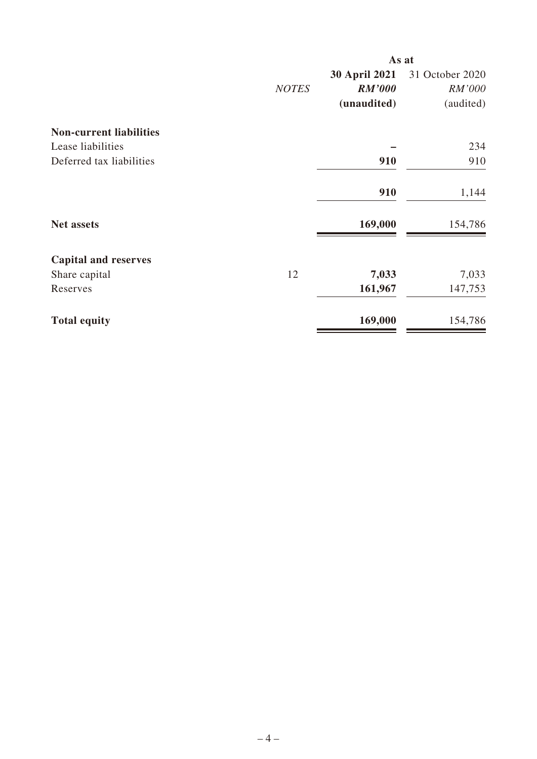| | NOTES | As at 30 April 2021 RM'000 (unaudited) | As at 31 October 2020 RM'000 (audited) |
|---|---|---|---|
| **Non-current liabilities** | | | |
| Lease liabilities | | – | 234 |
| Deferred tax liabilities | | **910** | 910 |
| | | **910** | 1,144 |
| **Net assets** | | **169,000** | 154,786 |
| **Capital and reserves** | | | |
| Share capital | 12 | **7,033** | 7,033 |
| Reserves | | **161,967** | 147,753 |
| **Total equity** | | **169,000** | 154,786 |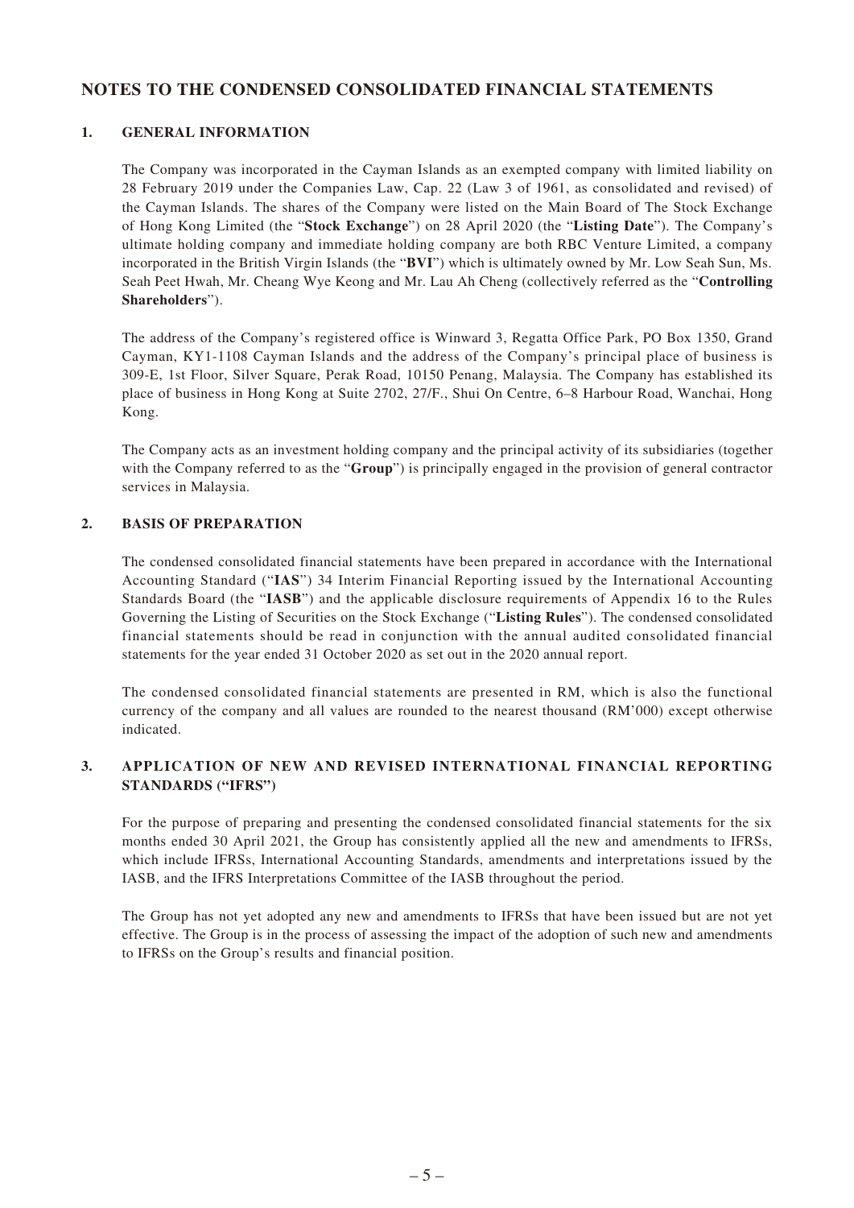# NOTES TO THE CONDENSED CONSOLIDATED FINANCIAL STATEMENTS

## 1. GENERAL INFORMATION

The Company was incorporated in the Cayman Islands as an exempted company with limited liability on 28 February 2019 under the Companies Law, Cap. 22 (Law 3 of 1961, as consolidated and revised) of the Cayman Islands. The shares of the Company were listed on the Main Board of The Stock Exchange of Hong Kong Limited (the "**Stock Exchange**") on 28 April 2020 (the "**Listing Date**"). The Company's ultimate holding company and immediate holding company are both RBC Venture Limited, a company incorporated in the British Virgin Islands (the "**BVI**") which is ultimately owned by Mr. Low Seah Sun, Ms. Seah Peet Hwah, Mr. Cheang Wye Keong and Mr. Lau Ah Cheng (collectively referred as the "**Controlling Shareholders**").

The address of the Company's registered office is Winward 3, Regatta Office Park, PO Box 1350, Grand Cayman, KY1-1108 Cayman Islands and the address of the Company's principal place of business is 309-E, 1st Floor, Silver Square, Perak Road, 10150 Penang, Malaysia. The Company has established its place of business in Hong Kong at Suite 2702, 27/F., Shui On Centre, 6–8 Harbour Road, Wanchai, Hong Kong.

The Company acts as an investment holding company and the principal activity of its subsidiaries (together with the Company referred to as the "**Group**") is principally engaged in the provision of general contractor services in Malaysia.

## 2. BASIS OF PREPARATION

The condensed consolidated financial statements have been prepared in accordance with the International Accounting Standard ("**IAS**") 34 Interim Financial Reporting issued by the International Accounting Standards Board (the "**IASB**") and the applicable disclosure requirements of Appendix 16 to the Rules Governing the Listing of Securities on the Stock Exchange ("**Listing Rules**"). The condensed consolidated financial statements should be read in conjunction with the annual audited consolidated financial statements for the year ended 31 October 2020 as set out in the 2020 annual report.

The condensed consolidated financial statements are presented in RM, which is also the functional currency of the company and all values are rounded to the nearest thousand (RM'000) except otherwise indicated.

## 3. APPLICATION OF NEW AND REVISED INTERNATIONAL FINANCIAL REPORTING STANDARDS ("IFRS")

For the purpose of preparing and presenting the condensed consolidated financial statements for the six months ended 30 April 2021, the Group has consistently applied all the new and amendments to IFRSs, which include IFRSs, International Accounting Standards, amendments and interpretations issued by the IASB, and the IFRS Interpretations Committee of the IASB throughout the period.

The Group has not yet adopted any new and amendments to IFRSs that have been issued but are not yet effective. The Group is in the process of assessing the impact of the adoption of such new and amendments to IFRSs on the Group's results and financial position.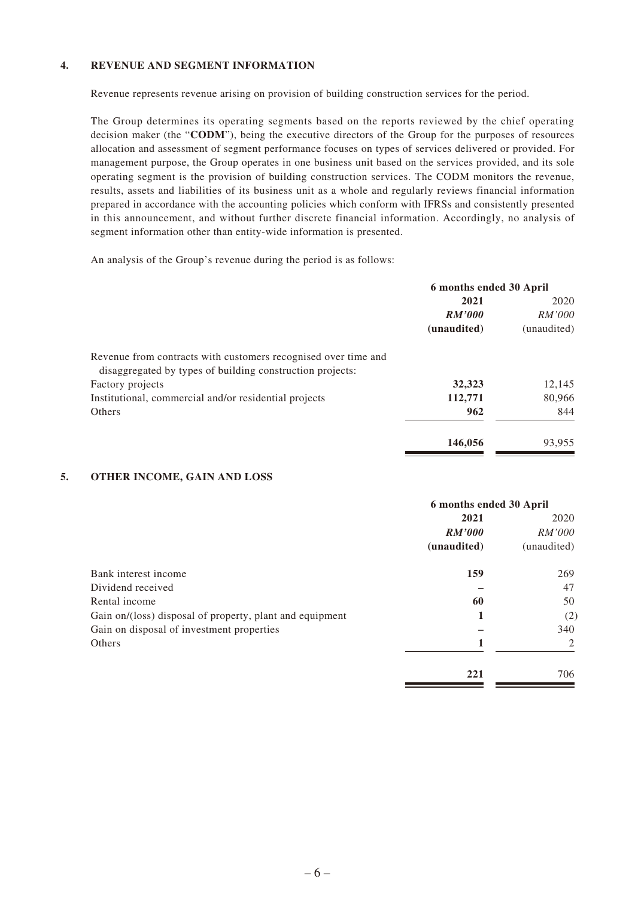## 4. REVENUE AND SEGMENT INFORMATION

Revenue represents revenue arising on provision of building construction services for the period.

The Group determines its operating segments based on the reports reviewed by the chief operating decision maker (the "**CODM**"), being the executive directors of the Group for the purposes of resources allocation and assessment of segment performance focuses on types of services delivered or provided. For management purpose, the Group operates in one business unit based on the services provided, and its sole operating segment is the provision of building construction services. The CODM monitors the revenue, results, assets and liabilities of its business unit as a whole and regularly reviews financial information prepared in accordance with the accounting policies which conform with IFRSs and consistently presented in this announcement, and without further discrete financial information. Accordingly, no analysis of segment information other than entity-wide information is presented.

An analysis of the Group's revenue during the period is as follows:

| | 6 months ended 30 April | |
|---|---|---|
| | **2021** | 2020 |
| | ***RM'000*** | *RM'000* |
| | **(unaudited)** | (unaudited) |
| Revenue from contracts with customers recognised over time and disaggregated by types of building construction projects: | | |
| Factory projects | **32,323** | 12,145 |
| Institutional, commercial and/or residential projects | **112,771** | 80,966 |
| Others | **962** | 844 |
| | **146,056** | 93,955 |

## 5. OTHER INCOME, GAIN AND LOSS

| | 6 months ended 30 April | |
|---|---|---|
| | **2021** | 2020 |
| | ***RM'000*** | *RM'000* |
| | **(unaudited)** | (unaudited) |
| Bank interest income | **159** | 269 |
| Dividend received | **–** | 47 |
| Rental income | **60** | 50 |
| Gain on/(loss) disposal of property, plant and equipment | **1** | (2) |
| Gain on disposal of investment properties | **–** | 340 |
| Others | **1** | 2 |
| | **221** | 706 |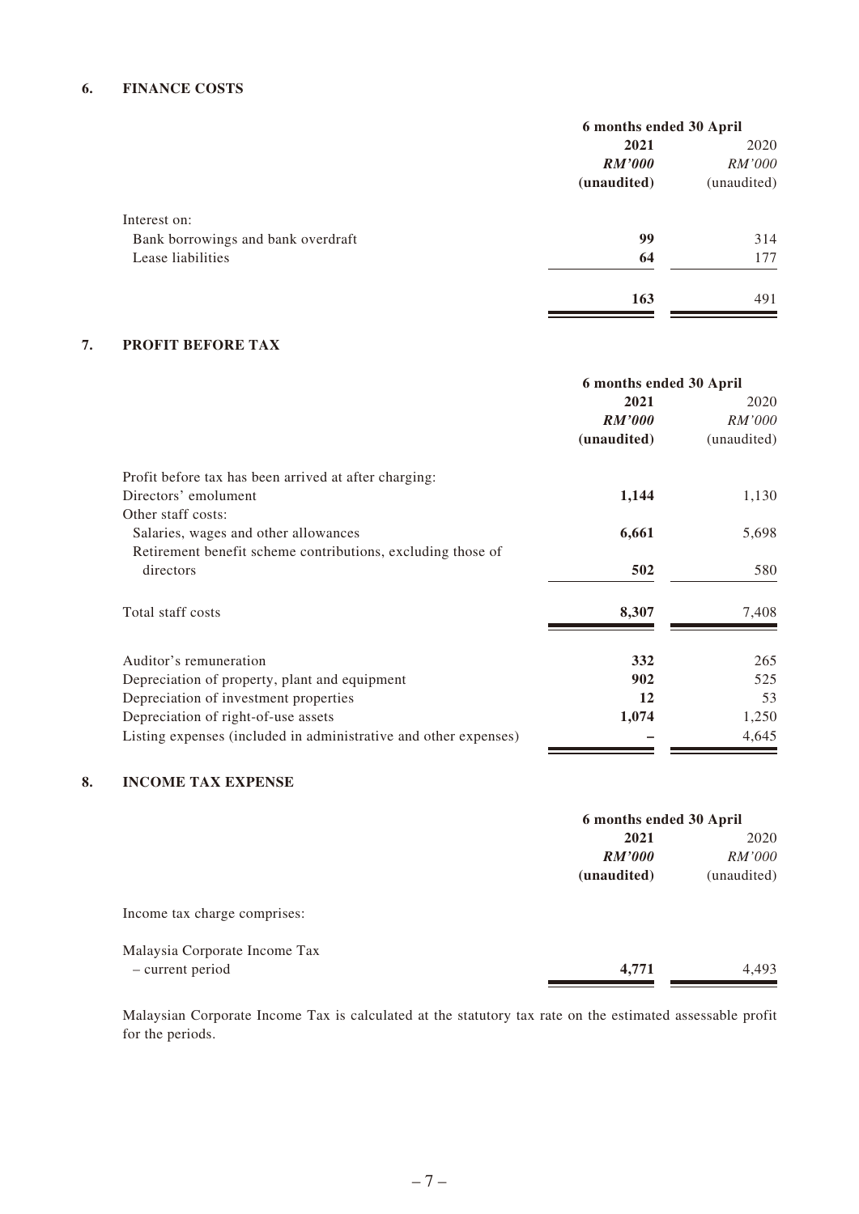## 6. FINANCE COSTS

| | 6 months ended 30 April | |
|---|---|---|
| | **2021** | 2020 |
| | ***RM'000*** | *RM'000* |
| | **(unaudited)** | (unaudited) |
| Interest on: | | |
| Bank borrowings and bank overdraft | **99** | 314 |
| Lease liabilities | **64** | 177 |
| | **163** | 491 |

## 7. PROFIT BEFORE TAX

| | 6 months ended 30 April | |
|---|---|---|
| | **2021** | 2020 |
| | ***RM'000*** | *RM'000* |
| | **(unaudited)** | (unaudited) |
| Profit before tax has been arrived at after charging: | | |
| Directors' emolument | **1,144** | 1,130 |
| Other staff costs: | | |
| Salaries, wages and other allowances | **6,661** | 5,698 |
| Retirement benefit scheme contributions, excluding those of directors | **502** | 580 |
| Total staff costs | **8,307** | 7,408 |
| Auditor's remuneration | **332** | 265 |
| Depreciation of property, plant and equipment | **902** | 525 |
| Depreciation of investment properties | **12** | 53 |
| Depreciation of right-of-use assets | **1,074** | 1,250 |
| Listing expenses (included in administrative and other expenses) | **–** | 4,645 |

## 8. INCOME TAX EXPENSE

| | 6 months ended 30 April | |
|---|---|---|
| | **2021** | 2020 |
| | ***RM'000*** | *RM'000* |
| | **(unaudited)** | (unaudited) |
| Income tax charge comprises: | | |
| Malaysia Corporate Income Tax – current period | **4,771** | 4,493 |

Malaysian Corporate Income Tax is calculated at the statutory tax rate on the estimated assessable profit for the periods.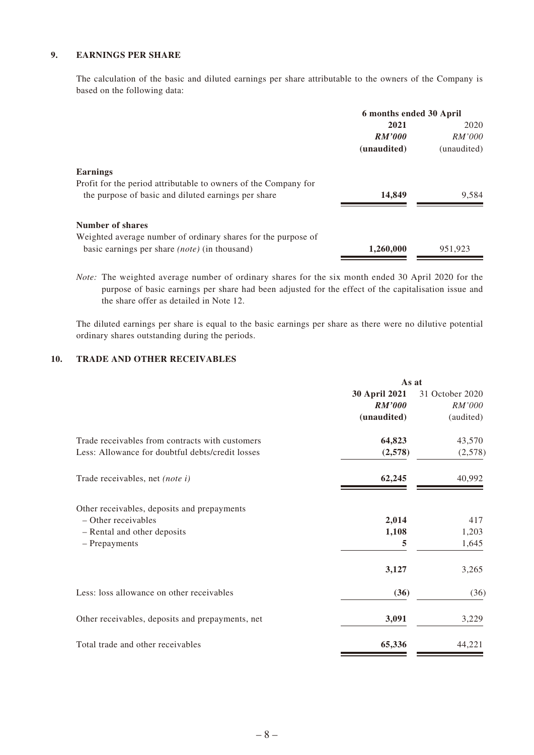## 9. EARNINGS PER SHARE

The calculation of the basic and diluted earnings per share attributable to the owners of the Company is based on the following data:

| | 6 months ended 30 April | |
|---|---|---|
| | **2021** | 2020 |
| | ***RM'000*** | *RM'000* |
| | **(unaudited)** | (unaudited) |
| **Earnings** | | |
| Profit for the period attributable to owners of the Company for the purpose of basic and diluted earnings per share | **14,849** | 9,584 |
| **Number of shares** | | |
| Weighted average number of ordinary shares for the purpose of basic earnings per share *(note)* (in thousand) | **1,260,000** | 951,923 |

*Note:* The weighted average number of ordinary shares for the six month ended 30 April 2020 for the purpose of basic earnings per share had been adjusted for the effect of the capitalisation issue and the share offer as detailed in Note 12.

The diluted earnings per share is equal to the basic earnings per share as there were no dilutive potential ordinary shares outstanding during the periods.

## 10. TRADE AND OTHER RECEIVABLES

| | As at | |
|---|---|---|
| | **30 April 2021** | 31 October 2020 |
| | ***RM'000*** | *RM'000* |
| | **(unaudited)** | (audited) |
| Trade receivables from contracts with customers | **64,823** | 43,570 |
| Less: Allowance for doubtful debts/credit losses | **(2,578)** | (2,578) |
| Trade receivables, net *(note i)* | **62,245** | 40,992 |
| Other receivables, deposits and prepayments | | |
| – Other receivables | **2,014** | 417 |
| – Rental and other deposits | **1,108** | 1,203 |
| – Prepayments | **5** | 1,645 |
| | **3,127** | 3,265 |
| Less: loss allowance on other receivables | **(36)** | (36) |
| Other receivables, deposits and prepayments, net | **3,091** | 3,229 |
| Total trade and other receivables | **65,336** | 44,221 |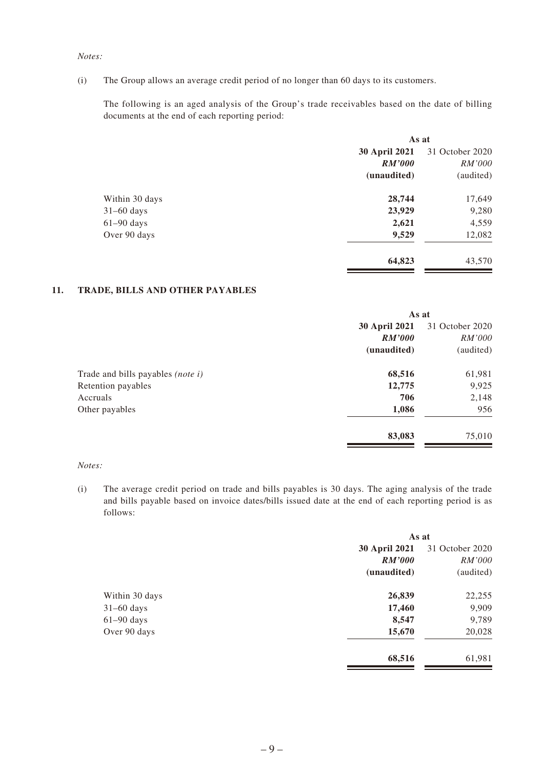*Notes:*

(i) The Group allows an average credit period of no longer than 60 days to its customers.

The following is an aged analysis of the Group's trade receivables based on the date of billing documents at the end of each reporting period:

| | As at | |
|---|---|---|
| | **30 April 2021** | 31 October 2020 |
| | ***RM'000*** | *RM'000* |
| | **(unaudited)** | (audited) |
| Within 30 days | **28,744** | 17,649 |
| 31–60 days | **23,929** | 9,280 |
| 61–90 days | **2,621** | 4,559 |
| Over 90 days | **9,529** | 12,082 |
| | **64,823** | 43,570 |

## 11. TRADE, BILLS AND OTHER PAYABLES

| | As at | |
|---|---|---|
| | **30 April 2021** | 31 October 2020 |
| | ***RM'000*** | *RM'000* |
| | **(unaudited)** | (audited) |
| Trade and bills payables *(note i)* | **68,516** | 61,981 |
| Retention payables | **12,775** | 9,925 |
| Accruals | **706** | 2,148 |
| Other payables | **1,086** | 956 |
| | **83,083** | 75,010 |

*Notes:*

(i) The average credit period on trade and bills payables is 30 days. The aging analysis of the trade and bills payable based on invoice dates/bills issued date at the end of each reporting period is as follows:

| | As at | |
|---|---|---|
| | **30 April 2021** | 31 October 2020 |
| | ***RM'000*** | *RM'000* |
| | **(unaudited)** | (audited) |
| Within 30 days | **26,839** | 22,255 |
| 31–60 days | **17,460** | 9,909 |
| 61–90 days | **8,547** | 9,789 |
| Over 90 days | **15,670** | 20,028 |
| | **68,516** | 61,981 |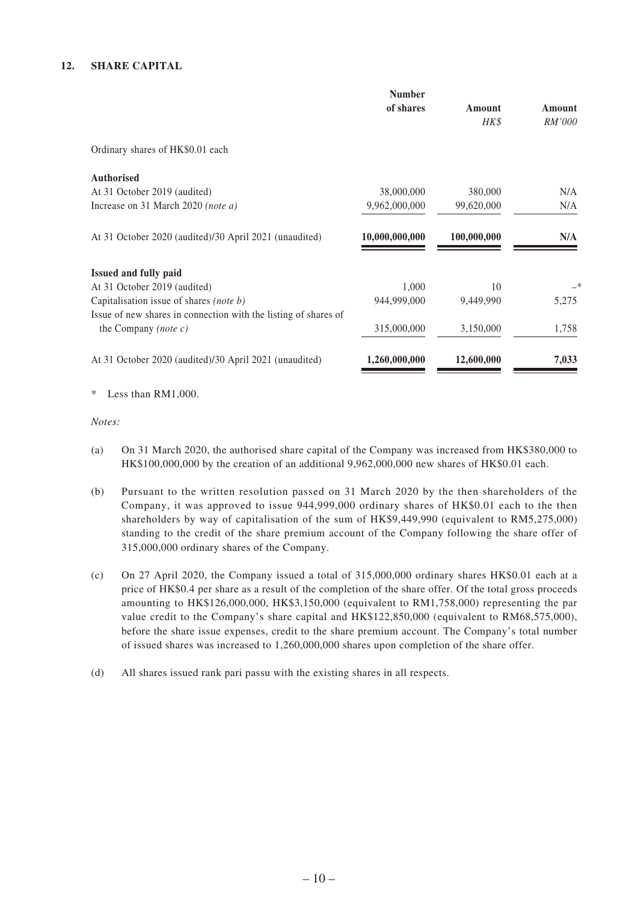## 12. SHARE CAPITAL

| | Number of shares | Amount *HK$* | Amount *RM'000* |
|---|---|---|---|
| Ordinary shares of HK$0.01 each | | | |
| **Authorised** | | | |
| At 31 October 2019 (audited) | 38,000,000 | 380,000 | N/A |
| Increase on 31 March 2020 *(note a)* | 9,962,000,000 | 99,620,000 | N/A |
| At 31 October 2020 (audited)/30 April 2021 (unaudited) | **10,000,000,000** | **100,000,000** | **N/A** |
| **Issued and fully paid** | | | |
| At 31 October 2019 (audited) | 1,000 | 10 | –* |
| Capitalisation issue of shares *(note b)* | 944,999,000 | 9,449,990 | 5,275 |
| Issue of new shares in connection with the listing of shares of the Company *(note c)* | 315,000,000 | 3,150,000 | 1,758 |
| At 31 October 2020 (audited)/30 April 2021 (unaudited) | **1,260,000,000** | **12,600,000** | **7,033** |

\* Less than RM1,000.

*Notes:*

(a) On 31 March 2020, the authorised share capital of the Company was increased from HK$380,000 to HK$100,000,000 by the creation of an additional 9,962,000,000 new shares of HK$0.01 each.

(b) Pursuant to the written resolution passed on 31 March 2020 by the then shareholders of the Company, it was approved to issue 944,999,000 ordinary shares of HK$0.01 each to the then shareholders by way of capitalisation of the sum of HK$9,449,990 (equivalent to RM5,275,000) standing to the credit of the share premium account of the Company following the share offer of 315,000,000 ordinary shares of the Company.

(c) On 27 April 2020, the Company issued a total of 315,000,000 ordinary shares HK$0.01 each at a price of HK$0.4 per share as a result of the completion of the share offer. Of the total gross proceeds amounting to HK$126,000,000, HK$3,150,000 (equivalent to RM1,758,000) representing the par value credit to the Company's share capital and HK$122,850,000 (equivalent to RM68,575,000), before the share issue expenses, credit to the share premium account. The Company's total number of issued shares was increased to 1,260,000,000 shares upon completion of the share offer.

(d) All shares issued rank pari passu with the existing shares in all respects.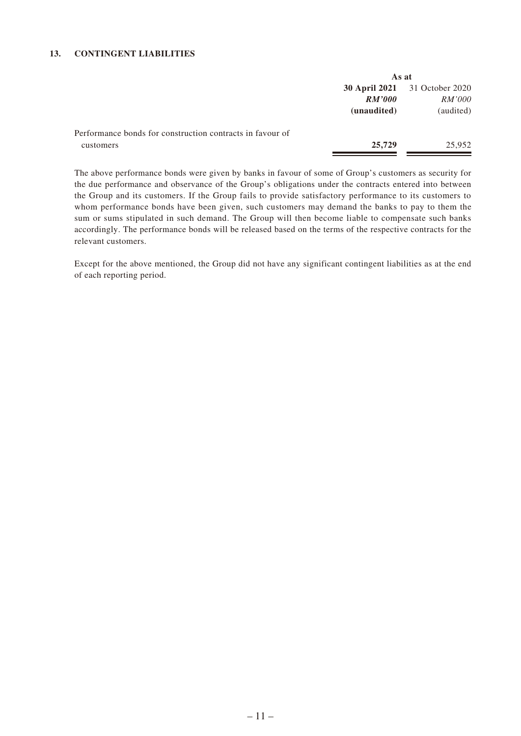### 13. CONTINGENT LIABILITIES

| | As at | |
|---|---|---|
| | **30 April 2021** | 31 October 2020 |
| | ***RM'000*** | *RM'000* |
| | **(unaudited)** | (audited) |
| Performance bonds for construction contracts in favour of customers | **25,729** | 25,952 |

The above performance bonds were given by banks in favour of some of Group's customers as security for the due performance and observance of the Group's obligations under the contracts entered into between the Group and its customers. If the Group fails to provide satisfactory performance to its customers to whom performance bonds have been given, such customers may demand the banks to pay to them the sum or sums stipulated in such demand. The Group will then become liable to compensate such banks accordingly. The performance bonds will be released based on the terms of the respective contracts for the relevant customers.

Except for the above mentioned, the Group did not have any significant contingent liabilities as at the end of each reporting period.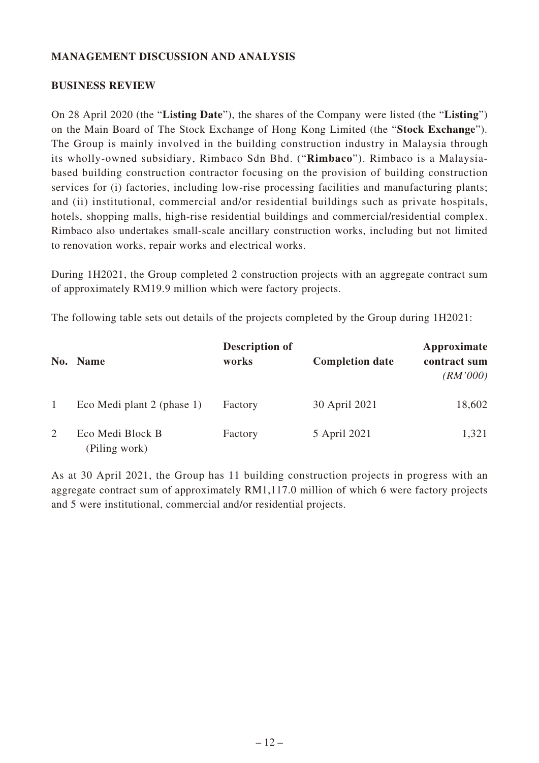## MANAGEMENT DISCUSSION AND ANALYSIS

### BUSINESS REVIEW

On 28 April 2020 (the "**Listing Date**"), the shares of the Company were listed (the "**Listing**") on the Main Board of The Stock Exchange of Hong Kong Limited (the "**Stock Exchange**"). The Group is mainly involved in the building construction industry in Malaysia through its wholly-owned subsidiary, Rimbaco Sdn Bhd. ("**Rimbaco**"). Rimbaco is a Malaysia-based building construction contractor focusing on the provision of building construction services for (i) factories, including low-rise processing facilities and manufacturing plants; and (ii) institutional, commercial and/or residential buildings such as private hospitals, hotels, shopping malls, high-rise residential buildings and commercial/residential complex. Rimbaco also undertakes small-scale ancillary construction works, including but not limited to renovation works, repair works and electrical works.

During 1H2021, the Group completed 2 construction projects with an aggregate contract sum of approximately RM19.9 million which were factory projects.

The following table sets out details of the projects completed by the Group during 1H2021:

| No. | Name | Description of works | Completion date | Approximate contract sum *(RM'000)* |
|---|---|---|---|---|
| 1 | Eco Medi plant 2 (phase 1) | Factory | 30 April 2021 | 18,602 |
| 2 | Eco Medi Block B (Piling work) | Factory | 5 April 2021 | 1,321 |

As at 30 April 2021, the Group has 11 building construction projects in progress with an aggregate contract sum of approximately RM1,117.0 million of which 6 were factory projects and 5 were institutional, commercial and/or residential projects.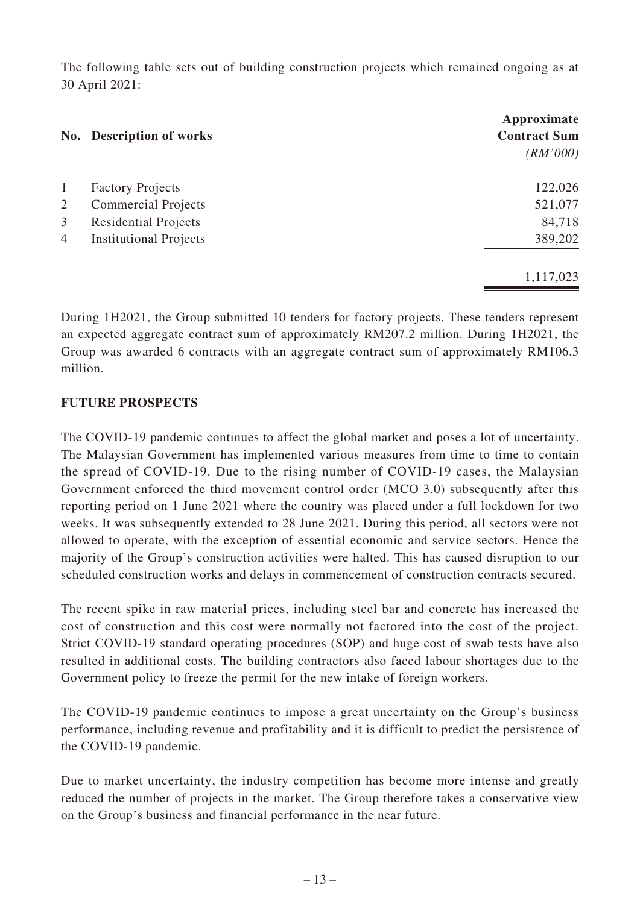The following table sets out of building construction projects which remained ongoing as at 30 April 2021:

| No. | Description of works | Approximate Contract Sum *(RM'000)* |
|---|---|---|
| 1 | Factory Projects | 122,026 |
| 2 | Commercial Projects | 521,077 |
| 3 | Residential Projects | 84,718 |
| 4 | Institutional Projects | 389,202 |
| | | 1,117,023 |

During 1H2021, the Group submitted 10 tenders for factory projects. These tenders represent an expected aggregate contract sum of approximately RM207.2 million. During 1H2021, the Group was awarded 6 contracts with an aggregate contract sum of approximately RM106.3 million.

## FUTURE PROSPECTS

The COVID-19 pandemic continues to affect the global market and poses a lot of uncertainty. The Malaysian Government has implemented various measures from time to time to contain the spread of COVID-19. Due to the rising number of COVID-19 cases, the Malaysian Government enforced the third movement control order (MCO 3.0) subsequently after this reporting period on 1 June 2021 where the country was placed under a full lockdown for two weeks. It was subsequently extended to 28 June 2021. During this period, all sectors were not allowed to operate, with the exception of essential economic and service sectors. Hence the majority of the Group's construction activities were halted. This has caused disruption to our scheduled construction works and delays in commencement of construction contracts secured.

The recent spike in raw material prices, including steel bar and concrete has increased the cost of construction and this cost were normally not factored into the cost of the project. Strict COVID-19 standard operating procedures (SOP) and huge cost of swab tests have also resulted in additional costs. The building contractors also faced labour shortages due to the Government policy to freeze the permit for the new intake of foreign workers.

The COVID-19 pandemic continues to impose a great uncertainty on the Group's business performance, including revenue and profitability and it is difficult to predict the persistence of the COVID-19 pandemic.

Due to market uncertainty, the industry competition has become more intense and greatly reduced the number of projects in the market. The Group therefore takes a conservative view on the Group's business and financial performance in the near future.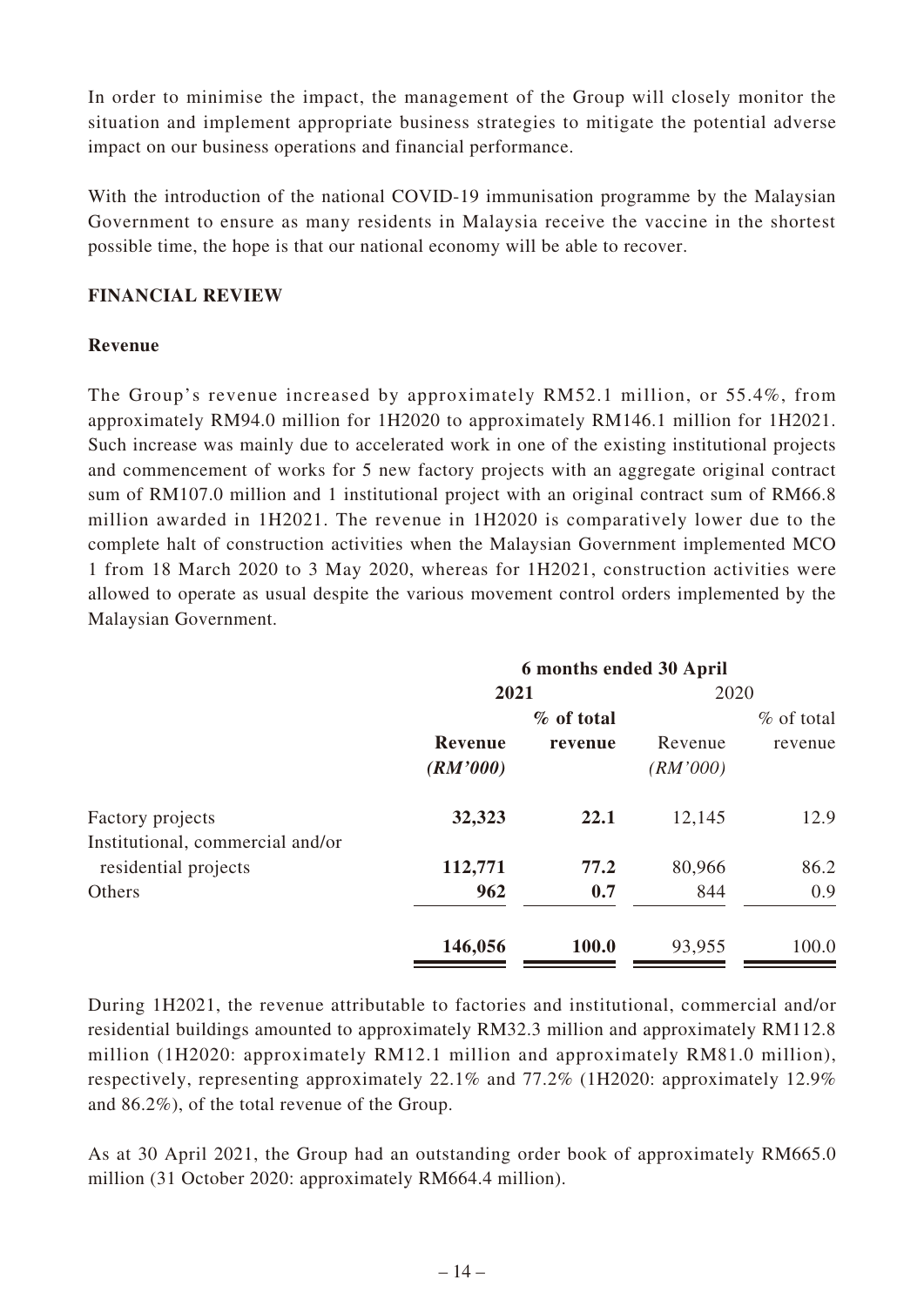In order to minimise the impact, the management of the Group will closely monitor the situation and implement appropriate business strategies to mitigate the potential adverse impact on our business operations and financial performance.

With the introduction of the national COVID-19 immunisation programme by the Malaysian Government to ensure as many residents in Malaysia receive the vaccine in the shortest possible time, the hope is that our national economy will be able to recover.

## FINANCIAL REVIEW

### Revenue

The Group's revenue increased by approximately RM52.1 million, or 55.4%, from approximately RM94.0 million for 1H2020 to approximately RM146.1 million for 1H2021. Such increase was mainly due to accelerated work in one of the existing institutional projects and commencement of works for 5 new factory projects with an aggregate original contract sum of RM107.0 million and 1 institutional project with an original contract sum of RM66.8 million awarded in 1H2021. The revenue in 1H2020 is comparatively lower due to the complete halt of construction activities when the Malaysian Government implemented MCO 1 from 18 March 2020 to 3 May 2020, whereas for 1H2021, construction activities were allowed to operate as usual despite the various movement control orders implemented by the Malaysian Government.

| | 6 months ended 30 April | | | |
|---|---|---|---|---|
| | **2021** | | 2020 | |
| | **Revenue (RM'000)** | **% of total revenue** | Revenue (RM'000) | % of total revenue |
| Factory projects | **32,323** | **22.1** | 12,145 | 12.9 |
| Institutional, commercial and/or residential projects | **112,771** | **77.2** | 80,966 | 86.2 |
| Others | **962** | **0.7** | 844 | 0.9 |
| | **146,056** | **100.0** | 93,955 | 100.0 |

During 1H2021, the revenue attributable to factories and institutional, commercial and/or residential buildings amounted to approximately RM32.3 million and approximately RM112.8 million (1H2020: approximately RM12.1 million and approximately RM81.0 million), respectively, representing approximately 22.1% and 77.2% (1H2020: approximately 12.9% and 86.2%), of the total revenue of the Group.

As at 30 April 2021, the Group had an outstanding order book of approximately RM665.0 million (31 October 2020: approximately RM664.4 million).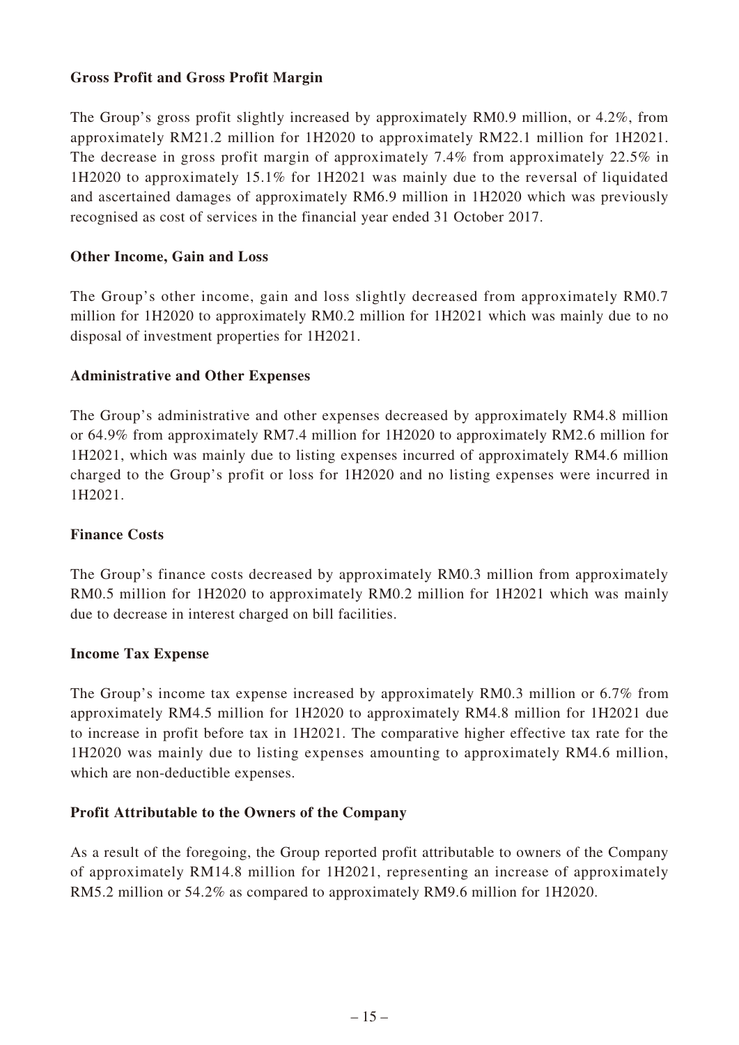**Gross Profit and Gross Profit Margin**

The Group's gross profit slightly increased by approximately RM0.9 million, or 4.2%, from approximately RM21.2 million for 1H2020 to approximately RM22.1 million for 1H2021. The decrease in gross profit margin of approximately 7.4% from approximately 22.5% in 1H2020 to approximately 15.1% for 1H2021 was mainly due to the reversal of liquidated and ascertained damages of approximately RM6.9 million in 1H2020 which was previously recognised as cost of services in the financial year ended 31 October 2017.

**Other Income, Gain and Loss**

The Group's other income, gain and loss slightly decreased from approximately RM0.7 million for 1H2020 to approximately RM0.2 million for 1H2021 which was mainly due to no disposal of investment properties for 1H2021.

**Administrative and Other Expenses**

The Group's administrative and other expenses decreased by approximately RM4.8 million or 64.9% from approximately RM7.4 million for 1H2020 to approximately RM2.6 million for 1H2021, which was mainly due to listing expenses incurred of approximately RM4.6 million charged to the Group's profit or loss for 1H2020 and no listing expenses were incurred in 1H2021.

**Finance Costs**

The Group's finance costs decreased by approximately RM0.3 million from approximately RM0.5 million for 1H2020 to approximately RM0.2 million for 1H2021 which was mainly due to decrease in interest charged on bill facilities.

**Income Tax Expense**

The Group's income tax expense increased by approximately RM0.3 million or 6.7% from approximately RM4.5 million for 1H2020 to approximately RM4.8 million for 1H2021 due to increase in profit before tax in 1H2021. The comparative higher effective tax rate for the 1H2020 was mainly due to listing expenses amounting to approximately RM4.6 million, which are non-deductible expenses.

**Profit Attributable to the Owners of the Company**

As a result of the foregoing, the Group reported profit attributable to owners of the Company of approximately RM14.8 million for 1H2021, representing an increase of approximately RM5.2 million or 54.2% as compared to approximately RM9.6 million for 1H2020.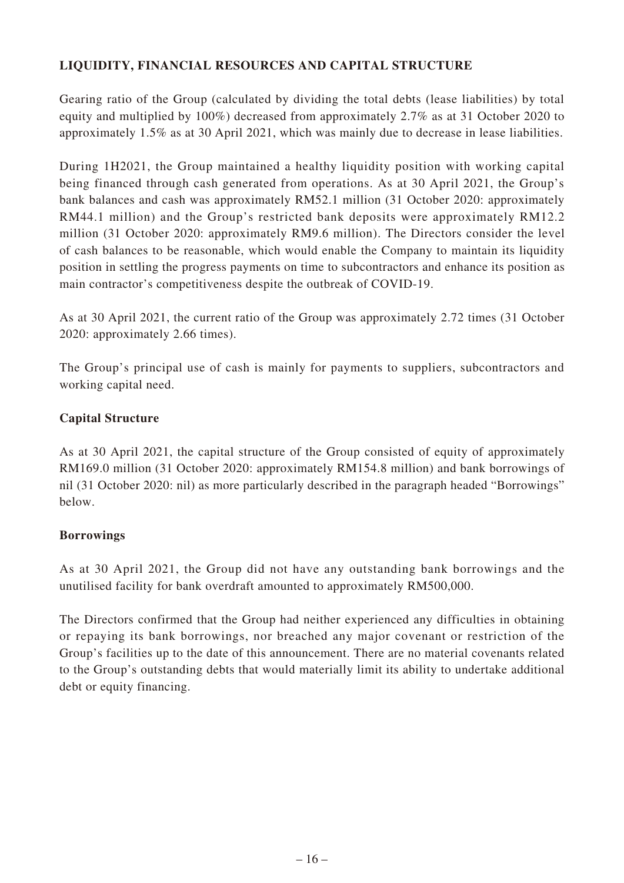## LIQUIDITY, FINANCIAL RESOURCES AND CAPITAL STRUCTURE

Gearing ratio of the Group (calculated by dividing the total debts (lease liabilities) by total equity and multiplied by 100%) decreased from approximately 2.7% as at 31 October 2020 to approximately 1.5% as at 30 April 2021, which was mainly due to decrease in lease liabilities.

During 1H2021, the Group maintained a healthy liquidity position with working capital being financed through cash generated from operations. As at 30 April 2021, the Group's bank balances and cash was approximately RM52.1 million (31 October 2020: approximately RM44.1 million) and the Group's restricted bank deposits were approximately RM12.2 million (31 October 2020: approximately RM9.6 million). The Directors consider the level of cash balances to be reasonable, which would enable the Company to maintain its liquidity position in settling the progress payments on time to subcontractors and enhance its position as main contractor's competitiveness despite the outbreak of COVID-19.

As at 30 April 2021, the current ratio of the Group was approximately 2.72 times (31 October 2020: approximately 2.66 times).

The Group's principal use of cash is mainly for payments to suppliers, subcontractors and working capital need.

### Capital Structure

As at 30 April 2021, the capital structure of the Group consisted of equity of approximately RM169.0 million (31 October 2020: approximately RM154.8 million) and bank borrowings of nil (31 October 2020: nil) as more particularly described in the paragraph headed "Borrowings" below.

### Borrowings

As at 30 April 2021, the Group did not have any outstanding bank borrowings and the unutilised facility for bank overdraft amounted to approximately RM500,000.

The Directors confirmed that the Group had neither experienced any difficulties in obtaining or repaying its bank borrowings, nor breached any major covenant or restriction of the Group's facilities up to the date of this announcement. There are no material covenants related to the Group's outstanding debts that would materially limit its ability to undertake additional debt or equity financing.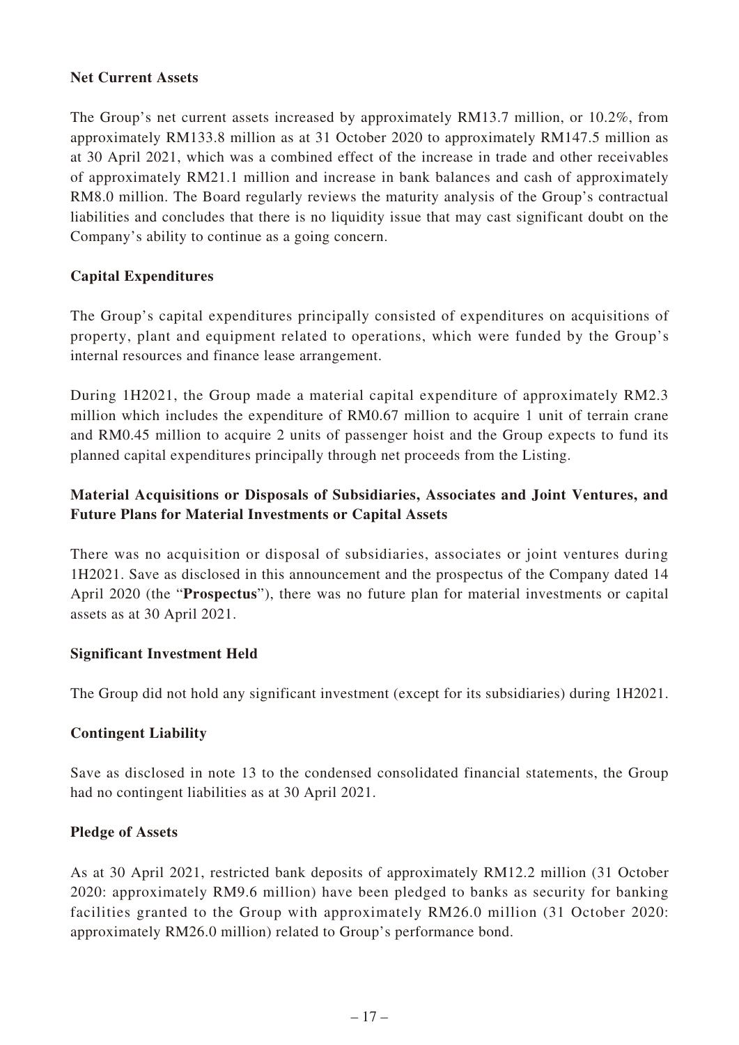**Net Current Assets**

The Group's net current assets increased by approximately RM13.7 million, or 10.2%, from approximately RM133.8 million as at 31 October 2020 to approximately RM147.5 million as at 30 April 2021, which was a combined effect of the increase in trade and other receivables of approximately RM21.1 million and increase in bank balances and cash of approximately RM8.0 million. The Board regularly reviews the maturity analysis of the Group's contractual liabilities and concludes that there is no liquidity issue that may cast significant doubt on the Company's ability to continue as a going concern.

**Capital Expenditures**

The Group's capital expenditures principally consisted of expenditures on acquisitions of property, plant and equipment related to operations, which were funded by the Group's internal resources and finance lease arrangement.

During 1H2021, the Group made a material capital expenditure of approximately RM2.3 million which includes the expenditure of RM0.67 million to acquire 1 unit of terrain crane and RM0.45 million to acquire 2 units of passenger hoist and the Group expects to fund its planned capital expenditures principally through net proceeds from the Listing.

**Material Acquisitions or Disposals of Subsidiaries, Associates and Joint Ventures, and Future Plans for Material Investments or Capital Assets**

There was no acquisition or disposal of subsidiaries, associates or joint ventures during 1H2021. Save as disclosed in this announcement and the prospectus of the Company dated 14 April 2020 (the "**Prospectus**"), there was no future plan for material investments or capital assets as at 30 April 2021.

**Significant Investment Held**

The Group did not hold any significant investment (except for its subsidiaries) during 1H2021.

**Contingent Liability**

Save as disclosed in note 13 to the condensed consolidated financial statements, the Group had no contingent liabilities as at 30 April 2021.

**Pledge of Assets**

As at 30 April 2021, restricted bank deposits of approximately RM12.2 million (31 October 2020: approximately RM9.6 million) have been pledged to banks as security for banking facilities granted to the Group with approximately RM26.0 million (31 October 2020: approximately RM26.0 million) related to Group's performance bond.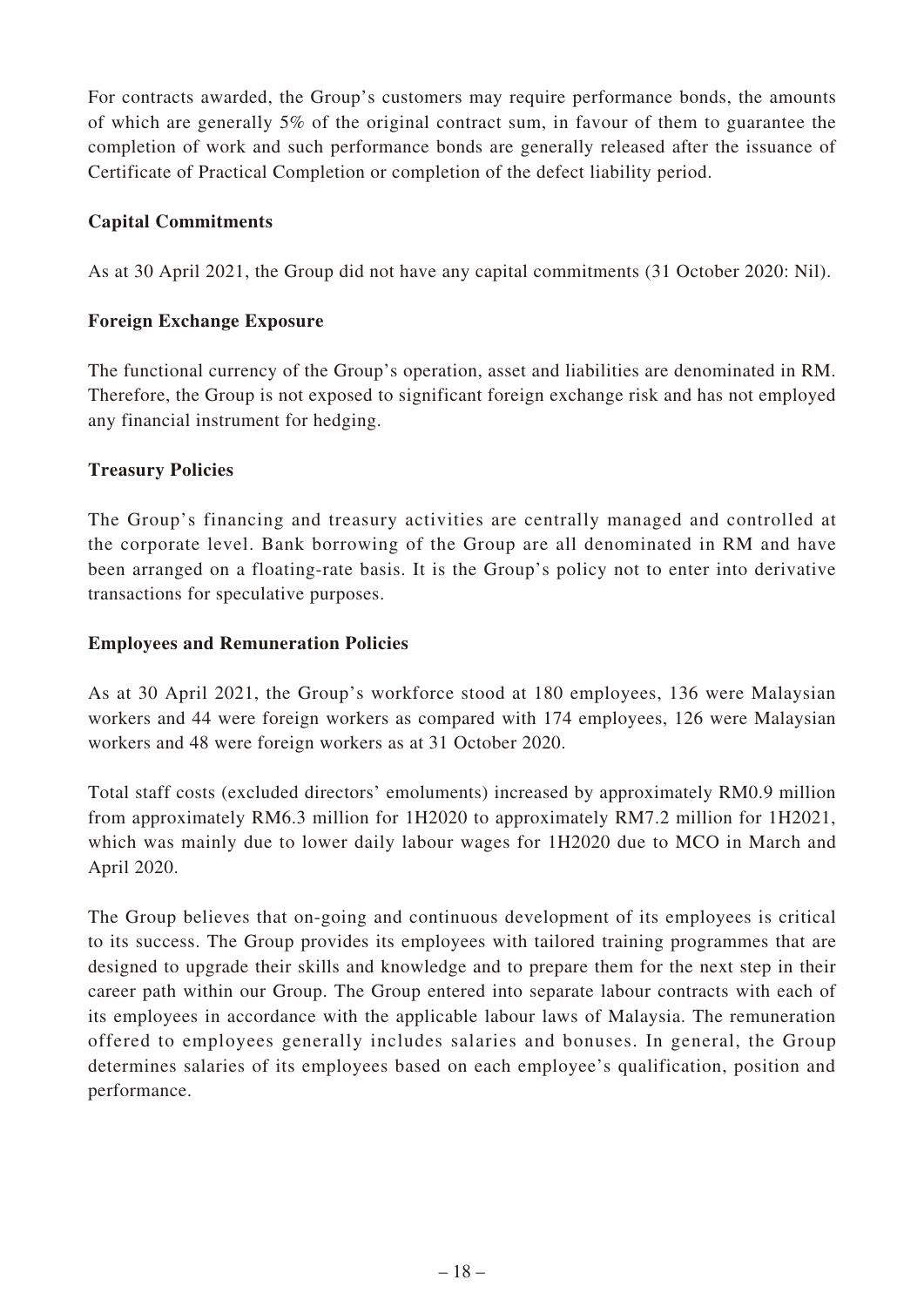For contracts awarded, the Group's customers may require performance bonds, the amounts of which are generally 5% of the original contract sum, in favour of them to guarantee the completion of work and such performance bonds are generally released after the issuance of Certificate of Practical Completion or completion of the defect liability period.

**Capital Commitments**

As at 30 April 2021, the Group did not have any capital commitments (31 October 2020: Nil).

**Foreign Exchange Exposure**

The functional currency of the Group's operation, asset and liabilities are denominated in RM. Therefore, the Group is not exposed to significant foreign exchange risk and has not employed any financial instrument for hedging.

**Treasury Policies**

The Group's financing and treasury activities are centrally managed and controlled at the corporate level. Bank borrowing of the Group are all denominated in RM and have been arranged on a floating-rate basis. It is the Group's policy not to enter into derivative transactions for speculative purposes.

**Employees and Remuneration Policies**

As at 30 April 2021, the Group's workforce stood at 180 employees, 136 were Malaysian workers and 44 were foreign workers as compared with 174 employees, 126 were Malaysian workers and 48 were foreign workers as at 31 October 2020.

Total staff costs (excluded directors' emoluments) increased by approximately RM0.9 million from approximately RM6.3 million for 1H2020 to approximately RM7.2 million for 1H2021, which was mainly due to lower daily labour wages for 1H2020 due to MCO in March and April 2020.

The Group believes that on-going and continuous development of its employees is critical to its success. The Group provides its employees with tailored training programmes that are designed to upgrade their skills and knowledge and to prepare them for the next step in their career path within our Group. The Group entered into separate labour contracts with each of its employees in accordance with the applicable labour laws of Malaysia. The remuneration offered to employees generally includes salaries and bonuses. In general, the Group determines salaries of its employees based on each employee's qualification, position and performance.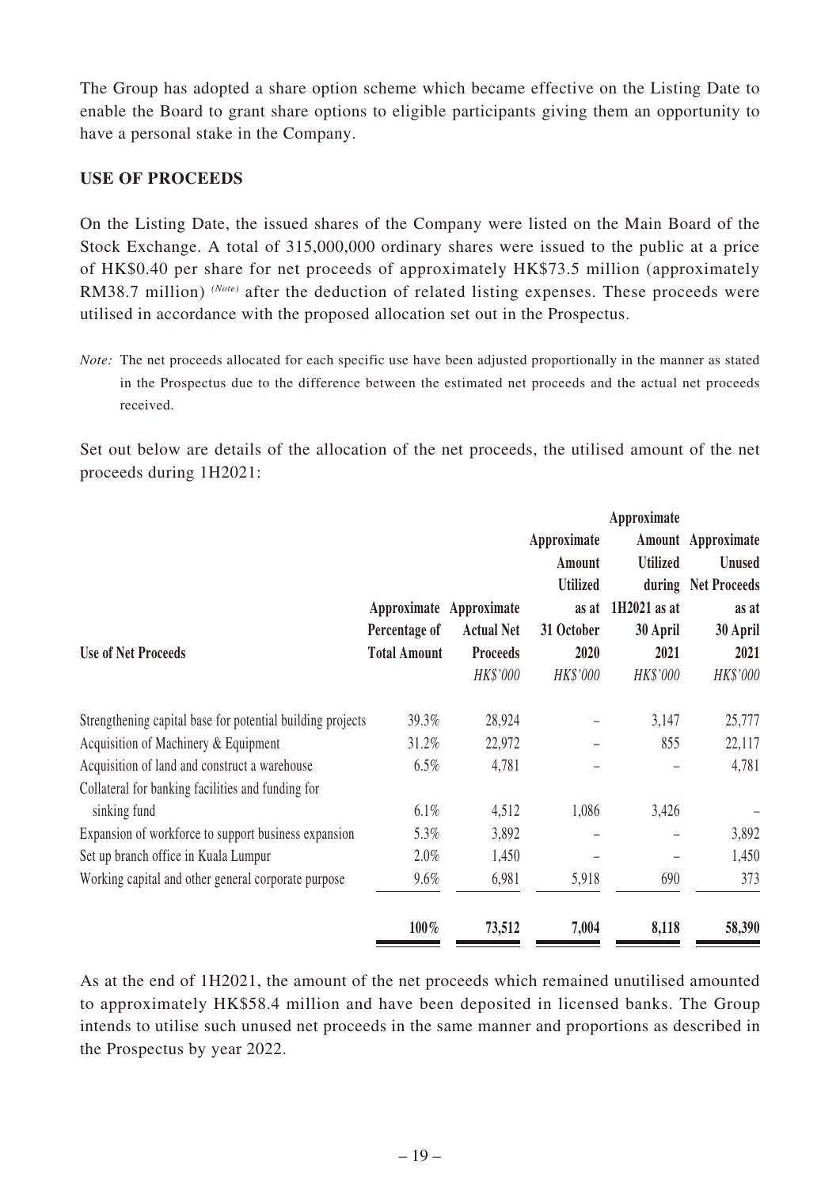The Group has adopted a share option scheme which became effective on the Listing Date to enable the Board to grant share options to eligible participants giving them an opportunity to have a personal stake in the Company.

## USE OF PROCEEDS

On the Listing Date, the issued shares of the Company were listed on the Main Board of the Stock Exchange. A total of 315,000,000 ordinary shares were issued to the public at a price of HK$0.40 per share for net proceeds of approximately HK$73.5 million (approximately RM38.7 million) *(Note)* after the deduction of related listing expenses. These proceeds were utilised in accordance with the proposed allocation set out in the Prospectus.

*Note:* The net proceeds allocated for each specific use have been adjusted proportionally in the manner as stated in the Prospectus due to the difference between the estimated net proceeds and the actual net proceeds received.

Set out below are details of the allocation of the net proceeds, the utilised amount of the net proceeds during 1H2021:

| Use of Net Proceeds | Approximate Percentage of Total Amount | Approximate Actual Net Proceeds | Approximate Amount Utilized as at 31 October 2020 | Approximate Amount Utilized during 1H2021 as at 30 April 2021 | Approximate Unused Net Proceeds as at 30 April 2021 |
|---|---|---|---|---|---|
| | | *HK$'000* | *HK$'000* | *HK$'000* | *HK$'000* |
| Strengthening capital base for potential building projects | 39.3% | 28,924 | – | 3,147 | 25,777 |
| Acquisition of Machinery & Equipment | 31.2% | 22,972 | – | 855 | 22,117 |
| Acquisition of land and construct a warehouse | 6.5% | 4,781 | – | – | 4,781 |
| Collateral for banking facilities and funding for sinking fund | 6.1% | 4,512 | 1,086 | 3,426 | – |
| Expansion of workforce to support business expansion | 5.3% | 3,892 | – | – | 3,892 |
| Set up branch office in Kuala Lumpur | 2.0% | 1,450 | – | – | 1,450 |
| Working capital and other general corporate purpose | 9.6% | 6,981 | 5,918 | 690 | 373 |
| | **100%** | **73,512** | **7,004** | **8,118** | **58,390** |

As at the end of 1H2021, the amount of the net proceeds which remained unutilised amounted to approximately HK$58.4 million and have been deposited in licensed banks. The Group intends to utilise such unused net proceeds in the same manner and proportions as described in the Prospectus by year 2022.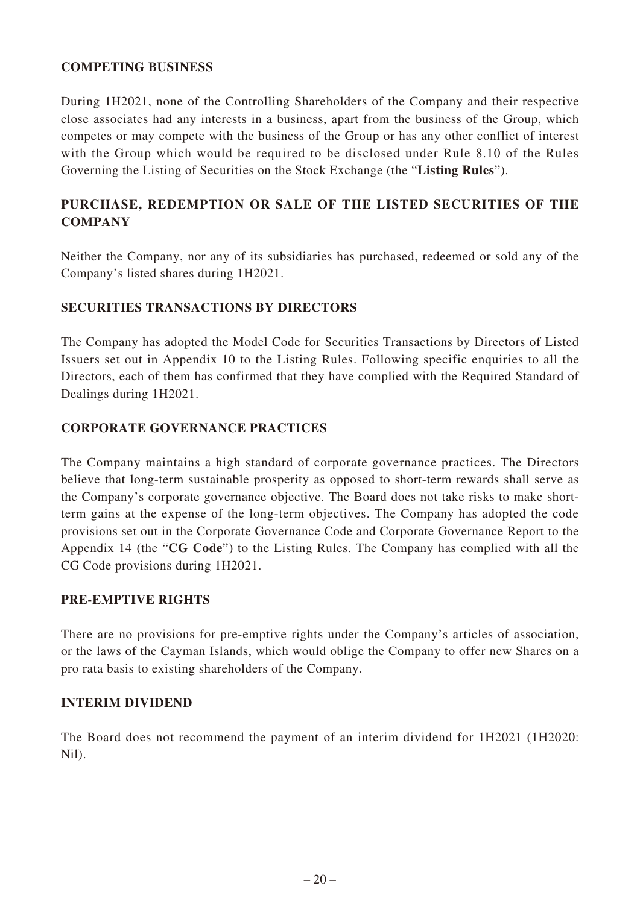## COMPETING BUSINESS

During 1H2021, none of the Controlling Shareholders of the Company and their respective close associates had any interests in a business, apart from the business of the Group, which competes or may compete with the business of the Group or has any other conflict of interest with the Group which would be required to be disclosed under Rule 8.10 of the Rules Governing the Listing of Securities on the Stock Exchange (the "**Listing Rules**").

## PURCHASE, REDEMPTION OR SALE OF THE LISTED SECURITIES OF THE COMPANY

Neither the Company, nor any of its subsidiaries has purchased, redeemed or sold any of the Company's listed shares during 1H2021.

## SECURITIES TRANSACTIONS BY DIRECTORS

The Company has adopted the Model Code for Securities Transactions by Directors of Listed Issuers set out in Appendix 10 to the Listing Rules. Following specific enquiries to all the Directors, each of them has confirmed that they have complied with the Required Standard of Dealings during 1H2021.

## CORPORATE GOVERNANCE PRACTICES

The Company maintains a high standard of corporate governance practices. The Directors believe that long-term sustainable prosperity as opposed to short-term rewards shall serve as the Company's corporate governance objective. The Board does not take risks to make short-term gains at the expense of the long-term objectives. The Company has adopted the code provisions set out in the Corporate Governance Code and Corporate Governance Report to the Appendix 14 (the "**CG Code**") to the Listing Rules. The Company has complied with all the CG Code provisions during 1H2021.

## PRE-EMPTIVE RIGHTS

There are no provisions for pre-emptive rights under the Company's articles of association, or the laws of the Cayman Islands, which would oblige the Company to offer new Shares on a pro rata basis to existing shareholders of the Company.

## INTERIM DIVIDEND

The Board does not recommend the payment of an interim dividend for 1H2021 (1H2020: Nil).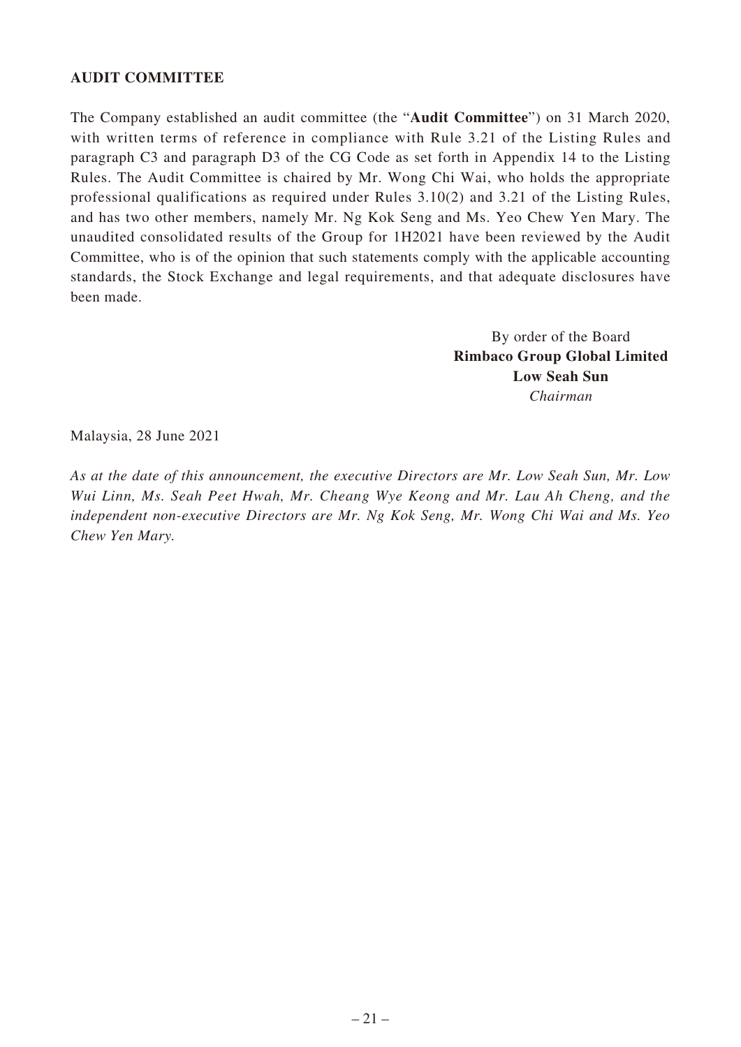## AUDIT COMMITTEE

The Company established an audit committee (the "**Audit Committee**") on 31 March 2020, with written terms of reference in compliance with Rule 3.21 of the Listing Rules and paragraph C3 and paragraph D3 of the CG Code as set forth in Appendix 14 to the Listing Rules. The Audit Committee is chaired by Mr. Wong Chi Wai, who holds the appropriate professional qualifications as required under Rules 3.10(2) and 3.21 of the Listing Rules, and has two other members, namely Mr. Ng Kok Seng and Ms. Yeo Chew Yen Mary. The unaudited consolidated results of the Group for 1H2021 have been reviewed by the Audit Committee, who is of the opinion that such statements comply with the applicable accounting standards, the Stock Exchange and legal requirements, and that adequate disclosures have been made.

By order of the Board
**Rimbaco Group Global Limited**
**Low Seah Sun**
*Chairman*

Malaysia, 28 June 2021

*As at the date of this announcement, the executive Directors are Mr. Low Seah Sun, Mr. Low Wui Linn, Ms. Seah Peet Hwah, Mr. Cheang Wye Keong and Mr. Lau Ah Cheng, and the independent non-executive Directors are Mr. Ng Kok Seng, Mr. Wong Chi Wai and Ms. Yeo Chew Yen Mary.*